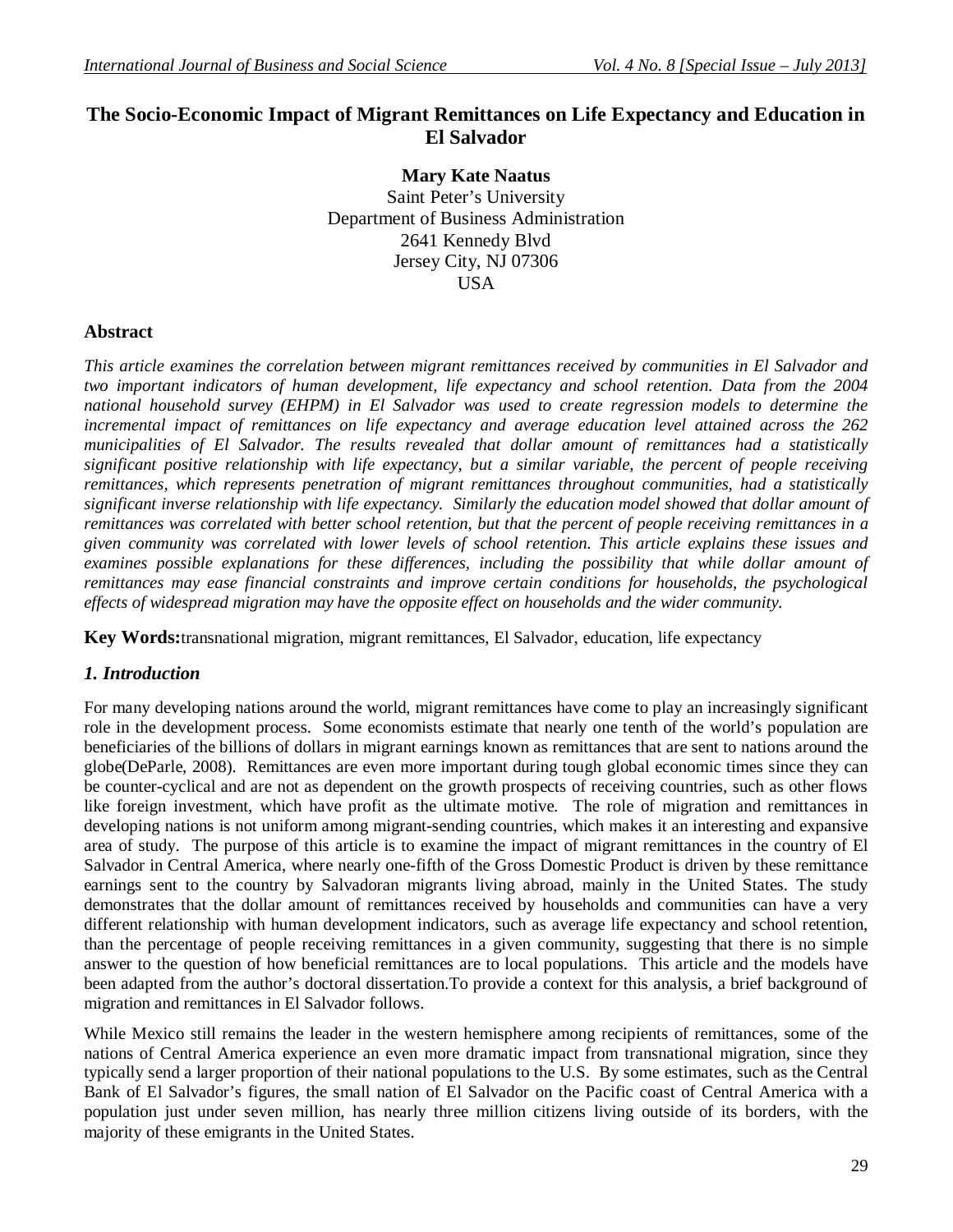# The Socio-Economic Impact of Migrant Remittances on Life Expectancy and Education in El Salvador

**Mary Kate Naatus**
Saint Peter's University
Department of Business Administration
2641 Kennedy Blvd
Jersey City, NJ 07306
USA

## Abstract

*This article examines the correlation between migrant remittances received by communities in El Salvador and two important indicators of human development, life expectancy and school retention. Data from the 2004 national household survey (EHPM) in El Salvador was used to create regression models to determine the incremental impact of remittances on life expectancy and average education level attained across the 262 municipalities of El Salvador. The results revealed that dollar amount of remittances had a statistically significant positive relationship with life expectancy, but a similar variable, the percent of people receiving remittances, which represents penetration of migrant remittances throughout communities, had a statistically significant inverse relationship with life expectancy. Similarly the education model showed that dollar amount of remittances was correlated with better school retention, but that the percent of people receiving remittances in a given community was correlated with lower levels of school retention. This article explains these issues and examines possible explanations for these differences, including the possibility that while dollar amount of remittances may ease financial constraints and improve certain conditions for households, the psychological effects of widespread migration may have the opposite effect on households and the wider community.*

**Key Words:**transnational migration, migrant remittances, El Salvador, education, life expectancy

## *1. Introduction*

For many developing nations around the world, migrant remittances have come to play an increasingly significant role in the development process. Some economists estimate that nearly one tenth of the world's population are beneficiaries of the billions of dollars in migrant earnings known as remittances that are sent to nations around the globe(DeParle, 2008). Remittances are even more important during tough global economic times since they can be counter-cyclical and are not as dependent on the growth prospects of receiving countries, such as other flows like foreign investment, which have profit as the ultimate motive. The role of migration and remittances in developing nations is not uniform among migrant-sending countries, which makes it an interesting and expansive area of study. The purpose of this article is to examine the impact of migrant remittances in the country of El Salvador in Central America, where nearly one-fifth of the Gross Domestic Product is driven by these remittance earnings sent to the country by Salvadoran migrants living abroad, mainly in the United States. The study demonstrates that the dollar amount of remittances received by households and communities can have a very different relationship with human development indicators, such as average life expectancy and school retention, than the percentage of people receiving remittances in a given community, suggesting that there is no simple answer to the question of how beneficial remittances are to local populations. This article and the models have been adapted from the author's doctoral dissertation.To provide a context for this analysis, a brief background of migration and remittances in El Salvador follows.

While Mexico still remains the leader in the western hemisphere among recipients of remittances, some of the nations of Central America experience an even more dramatic impact from transnational migration, since they typically send a larger proportion of their national populations to the U.S. By some estimates, such as the Central Bank of El Salvador's figures, the small nation of El Salvador on the Pacific coast of Central America with a population just under seven million, has nearly three million citizens living outside of its borders, with the majority of these emigrants in the United States.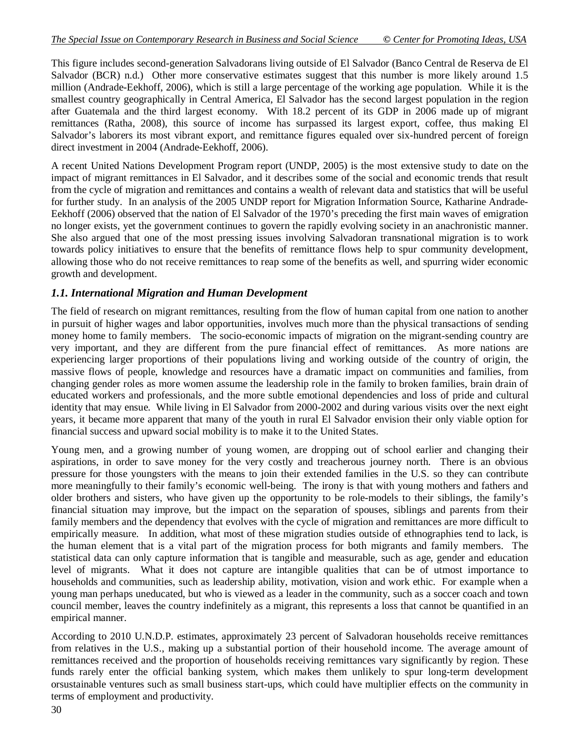This figure includes second-generation Salvadorans living outside of El Salvador (Banco Central de Reserva de El Salvador (BCR) n.d.) Other more conservative estimates suggest that this number is more likely around 1.5 million (Andrade-Eekhoff, 2006), which is still a large percentage of the working age population. While it is the smallest country geographically in Central America, El Salvador has the second largest population in the region after Guatemala and the third largest economy. With 18.2 percent of its GDP in 2006 made up of migrant remittances (Ratha, 2008), this source of income has surpassed its largest export, coffee, thus making El Salvador's laborers its most vibrant export, and remittance figures equaled over six-hundred percent of foreign direct investment in 2004 (Andrade-Eekhoff, 2006).

A recent United Nations Development Program report (UNDP, 2005) is the most extensive study to date on the impact of migrant remittances in El Salvador, and it describes some of the social and economic trends that result from the cycle of migration and remittances and contains a wealth of relevant data and statistics that will be useful for further study. In an analysis of the 2005 UNDP report for Migration Information Source, Katharine Andrade-Eekhoff (2006) observed that the nation of El Salvador of the 1970's preceding the first main waves of emigration no longer exists, yet the government continues to govern the rapidly evolving society in an anachronistic manner. She also argued that one of the most pressing issues involving Salvadoran transnational migration is to work towards policy initiatives to ensure that the benefits of remittance flows help to spur community development, allowing those who do not receive remittances to reap some of the benefits as well, and spurring wider economic growth and development.

### *1.1. International Migration and Human Development*

The field of research on migrant remittances, resulting from the flow of human capital from one nation to another in pursuit of higher wages and labor opportunities, involves much more than the physical transactions of sending money home to family members. The socio-economic impacts of migration on the migrant-sending country are very important, and they are different from the pure financial effect of remittances. As more nations are experiencing larger proportions of their populations living and working outside of the country of origin, the massive flows of people, knowledge and resources have a dramatic impact on communities and families, from changing gender roles as more women assume the leadership role in the family to broken families, brain drain of educated workers and professionals, and the more subtle emotional dependencies and loss of pride and cultural identity that may ensue. While living in El Salvador from 2000-2002 and during various visits over the next eight years, it became more apparent that many of the youth in rural El Salvador envision their only viable option for financial success and upward social mobility is to make it to the United States.

Young men, and a growing number of young women, are dropping out of school earlier and changing their aspirations, in order to save money for the very costly and treacherous journey north. There is an obvious pressure for those youngsters with the means to join their extended families in the U.S. so they can contribute more meaningfully to their family's economic well-being. The irony is that with young mothers and fathers and older brothers and sisters, who have given up the opportunity to be role-models to their siblings, the family's financial situation may improve, but the impact on the separation of spouses, siblings and parents from their family members and the dependency that evolves with the cycle of migration and remittances are more difficult to empirically measure. In addition, what most of these migration studies outside of ethnographies tend to lack, is the human element that is a vital part of the migration process for both migrants and family members. The statistical data can only capture information that is tangible and measurable, such as age, gender and education level of migrants. What it does not capture are intangible qualities that can be of utmost importance to households and communities, such as leadership ability, motivation, vision and work ethic. For example when a young man perhaps uneducated, but who is viewed as a leader in the community, such as a soccer coach and town council member, leaves the country indefinitely as a migrant, this represents a loss that cannot be quantified in an empirical manner.

According to 2010 U.N.D.P. estimates, approximately 23 percent of Salvadoran households receive remittances from relatives in the U.S., making up a substantial portion of their household income. The average amount of remittances received and the proportion of households receiving remittances vary significantly by region. These funds rarely enter the official banking system, which makes them unlikely to spur long-term development orsustainable ventures such as small business start-ups, which could have multiplier effects on the community in terms of employment and productivity.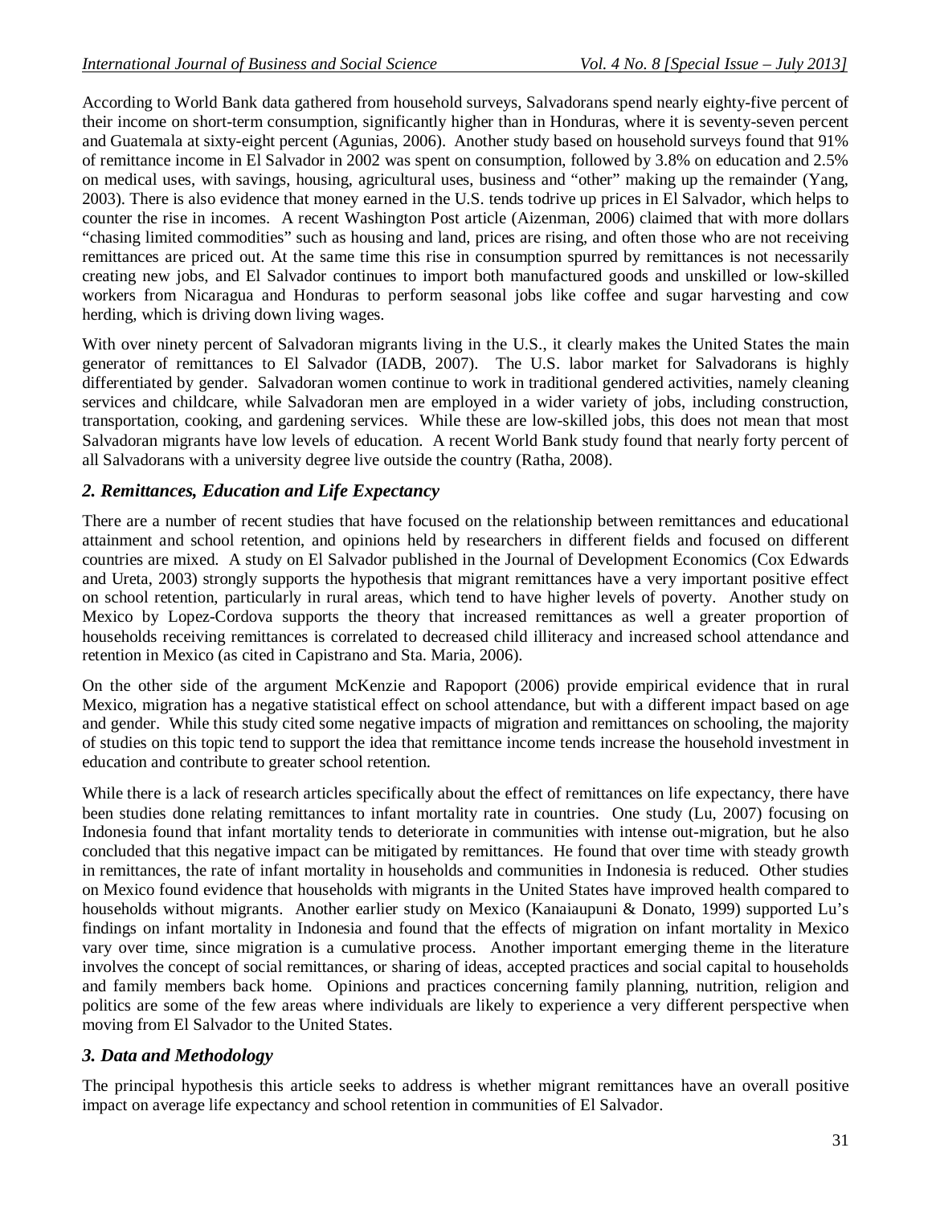According to World Bank data gathered from household surveys, Salvadorans spend nearly eighty-five percent of their income on short-term consumption, significantly higher than in Honduras, where it is seventy-seven percent and Guatemala at sixty-eight percent (Agunias, 2006). Another study based on household surveys found that 91% of remittance income in El Salvador in 2002 was spent on consumption, followed by 3.8% on education and 2.5% on medical uses, with savings, housing, agricultural uses, business and "other" making up the remainder (Yang, 2003). There is also evidence that money earned in the U.S. tends todrive up prices in El Salvador, which helps to counter the rise in incomes. A recent Washington Post article (Aizenman, 2006) claimed that with more dollars "chasing limited commodities" such as housing and land, prices are rising, and often those who are not receiving remittances are priced out. At the same time this rise in consumption spurred by remittances is not necessarily creating new jobs, and El Salvador continues to import both manufactured goods and unskilled or low-skilled workers from Nicaragua and Honduras to perform seasonal jobs like coffee and sugar harvesting and cow herding, which is driving down living wages.

With over ninety percent of Salvadoran migrants living in the U.S., it clearly makes the United States the main generator of remittances to El Salvador (IADB, 2007). The U.S. labor market for Salvadorans is highly differentiated by gender. Salvadoran women continue to work in traditional gendered activities, namely cleaning services and childcare, while Salvadoran men are employed in a wider variety of jobs, including construction, transportation, cooking, and gardening services. While these are low-skilled jobs, this does not mean that most Salvadoran migrants have low levels of education. A recent World Bank study found that nearly forty percent of all Salvadorans with a university degree live outside the country (Ratha, 2008).

## *2. Remittances, Education and Life Expectancy*

There are a number of recent studies that have focused on the relationship between remittances and educational attainment and school retention, and opinions held by researchers in different fields and focused on different countries are mixed. A study on El Salvador published in the Journal of Development Economics (Cox Edwards and Ureta, 2003) strongly supports the hypothesis that migrant remittances have a very important positive effect on school retention, particularly in rural areas, which tend to have higher levels of poverty. Another study on Mexico by Lopez-Cordova supports the theory that increased remittances as well a greater proportion of households receiving remittances is correlated to decreased child illiteracy and increased school attendance and retention in Mexico (as cited in Capistrano and Sta. Maria, 2006).

On the other side of the argument McKenzie and Rapoport (2006) provide empirical evidence that in rural Mexico, migration has a negative statistical effect on school attendance, but with a different impact based on age and gender. While this study cited some negative impacts of migration and remittances on schooling, the majority of studies on this topic tend to support the idea that remittance income tends increase the household investment in education and contribute to greater school retention.

While there is a lack of research articles specifically about the effect of remittances on life expectancy, there have been studies done relating remittances to infant mortality rate in countries. One study (Lu, 2007) focusing on Indonesia found that infant mortality tends to deteriorate in communities with intense out-migration, but he also concluded that this negative impact can be mitigated by remittances. He found that over time with steady growth in remittances, the rate of infant mortality in households and communities in Indonesia is reduced. Other studies on Mexico found evidence that households with migrants in the United States have improved health compared to households without migrants. Another earlier study on Mexico (Kanaiaupuni & Donato, 1999) supported Lu's findings on infant mortality in Indonesia and found that the effects of migration on infant mortality in Mexico vary over time, since migration is a cumulative process. Another important emerging theme in the literature involves the concept of social remittances, or sharing of ideas, accepted practices and social capital to households and family members back home. Opinions and practices concerning family planning, nutrition, religion and politics are some of the few areas where individuals are likely to experience a very different perspective when moving from El Salvador to the United States.

## *3. Data and Methodology*

The principal hypothesis this article seeks to address is whether migrant remittances have an overall positive impact on average life expectancy and school retention in communities of El Salvador.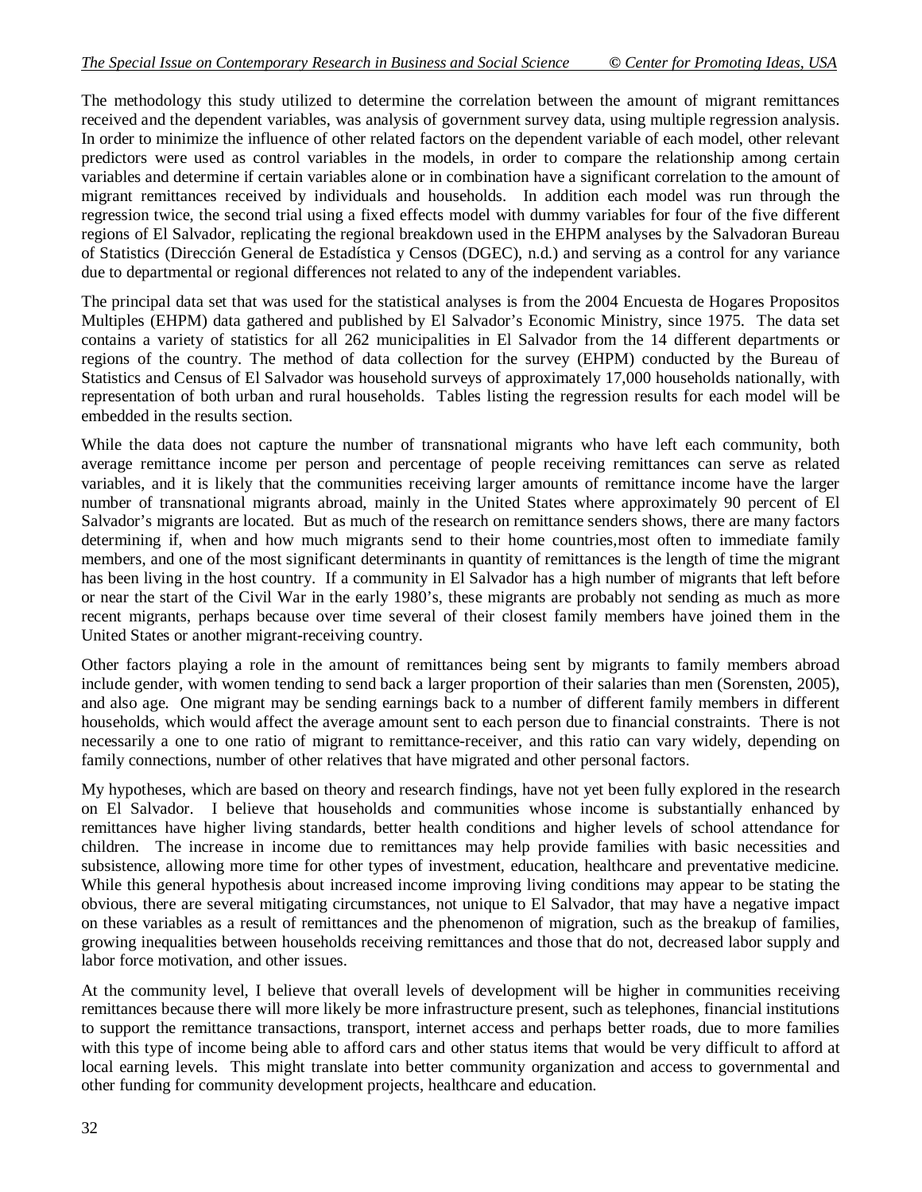The methodology this study utilized to determine the correlation between the amount of migrant remittances received and the dependent variables, was analysis of government survey data, using multiple regression analysis. In order to minimize the influence of other related factors on the dependent variable of each model, other relevant predictors were used as control variables in the models, in order to compare the relationship among certain variables and determine if certain variables alone or in combination have a significant correlation to the amount of migrant remittances received by individuals and households. In addition each model was run through the regression twice, the second trial using a fixed effects model with dummy variables for four of the five different regions of El Salvador, replicating the regional breakdown used in the EHPM analyses by the Salvadoran Bureau of Statistics (Dirección General de Estadística y Censos (DGEC), n.d.) and serving as a control for any variance due to departmental or regional differences not related to any of the independent variables.

The principal data set that was used for the statistical analyses is from the 2004 Encuesta de Hogares Propositos Multiples (EHPM) data gathered and published by El Salvador's Economic Ministry, since 1975. The data set contains a variety of statistics for all 262 municipalities in El Salvador from the 14 different departments or regions of the country. The method of data collection for the survey (EHPM) conducted by the Bureau of Statistics and Census of El Salvador was household surveys of approximately 17,000 households nationally, with representation of both urban and rural households. Tables listing the regression results for each model will be embedded in the results section.

While the data does not capture the number of transnational migrants who have left each community, both average remittance income per person and percentage of people receiving remittances can serve as related variables, and it is likely that the communities receiving larger amounts of remittance income have the larger number of transnational migrants abroad, mainly in the United States where approximately 90 percent of El Salvador's migrants are located. But as much of the research on remittance senders shows, there are many factors determining if, when and how much migrants send to their home countries,most often to immediate family members, and one of the most significant determinants in quantity of remittances is the length of time the migrant has been living in the host country. If a community in El Salvador has a high number of migrants that left before or near the start of the Civil War in the early 1980's, these migrants are probably not sending as much as more recent migrants, perhaps because over time several of their closest family members have joined them in the United States or another migrant-receiving country.

Other factors playing a role in the amount of remittances being sent by migrants to family members abroad include gender, with women tending to send back a larger proportion of their salaries than men (Sorensten, 2005), and also age. One migrant may be sending earnings back to a number of different family members in different households, which would affect the average amount sent to each person due to financial constraints. There is not necessarily a one to one ratio of migrant to remittance-receiver, and this ratio can vary widely, depending on family connections, number of other relatives that have migrated and other personal factors.

My hypotheses, which are based on theory and research findings, have not yet been fully explored in the research on El Salvador. I believe that households and communities whose income is substantially enhanced by remittances have higher living standards, better health conditions and higher levels of school attendance for children. The increase in income due to remittances may help provide families with basic necessities and subsistence, allowing more time for other types of investment, education, healthcare and preventative medicine. While this general hypothesis about increased income improving living conditions may appear to be stating the obvious, there are several mitigating circumstances, not unique to El Salvador, that may have a negative impact on these variables as a result of remittances and the phenomenon of migration, such as the breakup of families, growing inequalities between households receiving remittances and those that do not, decreased labor supply and labor force motivation, and other issues.

At the community level, I believe that overall levels of development will be higher in communities receiving remittances because there will more likely be more infrastructure present, such as telephones, financial institutions to support the remittance transactions, transport, internet access and perhaps better roads, due to more families with this type of income being able to afford cars and other status items that would be very difficult to afford at local earning levels. This might translate into better community organization and access to governmental and other funding for community development projects, healthcare and education.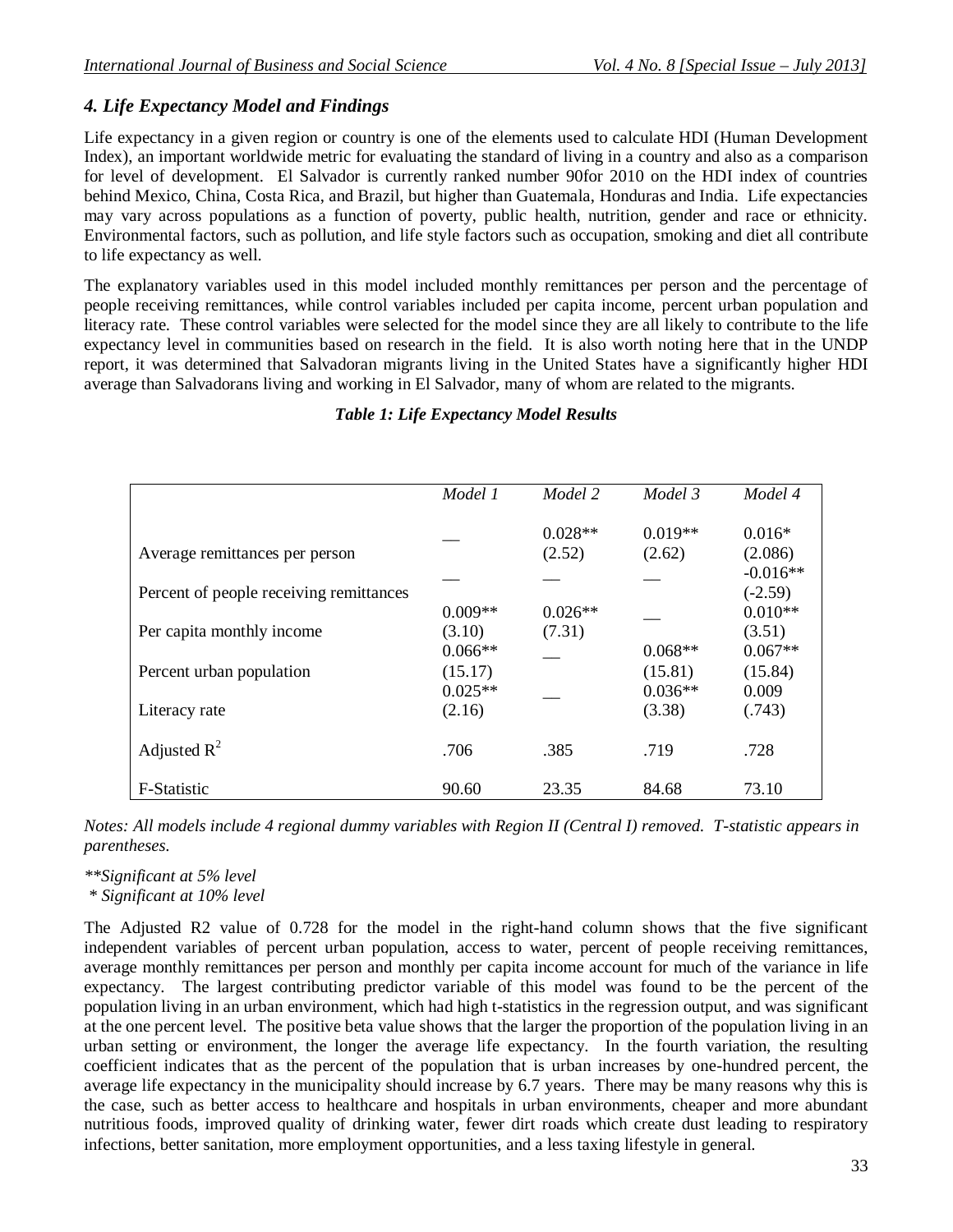### *4. Life Expectancy Model and Findings*

Life expectancy in a given region or country is one of the elements used to calculate HDI (Human Development Index), an important worldwide metric for evaluating the standard of living in a country and also as a comparison for level of development. El Salvador is currently ranked number 90for 2010 on the HDI index of countries behind Mexico, China, Costa Rica, and Brazil, but higher than Guatemala, Honduras and India. Life expectancies may vary across populations as a function of poverty, public health, nutrition, gender and race or ethnicity. Environmental factors, such as pollution, and life style factors such as occupation, smoking and diet all contribute to life expectancy as well.

The explanatory variables used in this model included monthly remittances per person and the percentage of people receiving remittances, while control variables included per capita income, percent urban population and literacy rate. These control variables were selected for the model since they are all likely to contribute to the life expectancy level in communities based on research in the field. It is also worth noting here that in the UNDP report, it was determined that Salvadoran migrants living in the United States have a significantly higher HDI average than Salvadorans living and working in El Salvador, many of whom are related to the migrants.

***Table 1: Life Expectancy Model Results***

| | *Model 1* | *Model 2* | *Model 3* | *Model 4* |
|---|---|---|---|---|
| Average remittances per person | __ | 0.028** (2.52) | 0.019** (2.62) | 0.016* (2.086) |
| Percent of people receiving remittances | __ | __ | __ | -0.016** (-2.59) |
| Per capita monthly income | 0.009** (3.10) | 0.026** (7.31) | __ | 0.010** (3.51) |
| Percent urban population | 0.066** (15.17) | __ | 0.068** (15.81) | 0.067** (15.84) |
| Literacy rate | 0.025** (2.16) | __ | 0.036** (3.38) | 0.009 (.743) |
| Adjusted $R^2$ | .706 | .385 | .719 | .728 |
| F-Statistic | 90.60 | 23.35 | 84.68 | 73.10 |

*Notes: All models include 4 regional dummy variables with Region II (Central I) removed. T-statistic appears in parentheses.*

*\*\*Significant at 5% level*

*\* Significant at 10% level*

The Adjusted R2 value of 0.728 for the model in the right-hand column shows that the five significant independent variables of percent urban population, access to water, percent of people receiving remittances, average monthly remittances per person and monthly per capita income account for much of the variance in life expectancy. The largest contributing predictor variable of this model was found to be the percent of the population living in an urban environment, which had high t-statistics in the regression output, and was significant at the one percent level. The positive beta value shows that the larger the proportion of the population living in an urban setting or environment, the longer the average life expectancy. In the fourth variation, the resulting coefficient indicates that as the percent of the population that is urban increases by one-hundred percent, the average life expectancy in the municipality should increase by 6.7 years. There may be many reasons why this is the case, such as better access to healthcare and hospitals in urban environments, cheaper and more abundant nutritious foods, improved quality of drinking water, fewer dirt roads which create dust leading to respiratory infections, better sanitation, more employment opportunities, and a less taxing lifestyle in general.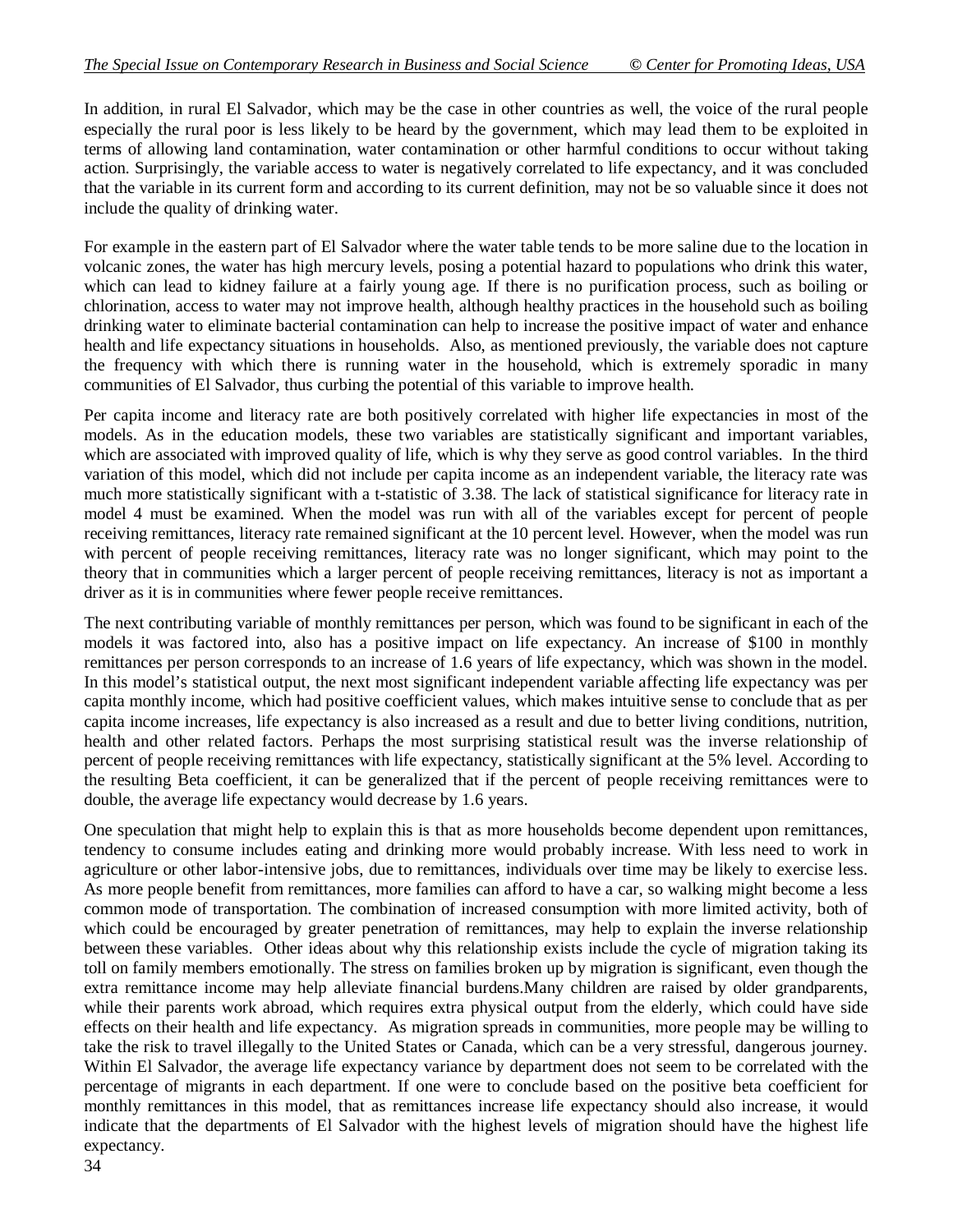In addition, in rural El Salvador, which may be the case in other countries as well, the voice of the rural people especially the rural poor is less likely to be heard by the government, which may lead them to be exploited in terms of allowing land contamination, water contamination or other harmful conditions to occur without taking action. Surprisingly, the variable access to water is negatively correlated to life expectancy, and it was concluded that the variable in its current form and according to its current definition, may not be so valuable since it does not include the quality of drinking water.

For example in the eastern part of El Salvador where the water table tends to be more saline due to the location in volcanic zones, the water has high mercury levels, posing a potential hazard to populations who drink this water, which can lead to kidney failure at a fairly young age. If there is no purification process, such as boiling or chlorination, access to water may not improve health, although healthy practices in the household such as boiling drinking water to eliminate bacterial contamination can help to increase the positive impact of water and enhance health and life expectancy situations in households. Also, as mentioned previously, the variable does not capture the frequency with which there is running water in the household, which is extremely sporadic in many communities of El Salvador, thus curbing the potential of this variable to improve health.

Per capita income and literacy rate are both positively correlated with higher life expectancies in most of the models. As in the education models, these two variables are statistically significant and important variables, which are associated with improved quality of life, which is why they serve as good control variables. In the third variation of this model, which did not include per capita income as an independent variable, the literacy rate was much more statistically significant with a t-statistic of 3.38. The lack of statistical significance for literacy rate in model 4 must be examined. When the model was run with all of the variables except for percent of people receiving remittances, literacy rate remained significant at the 10 percent level. However, when the model was run with percent of people receiving remittances, literacy rate was no longer significant, which may point to the theory that in communities which a larger percent of people receiving remittances, literacy is not as important a driver as it is in communities where fewer people receive remittances.

The next contributing variable of monthly remittances per person, which was found to be significant in each of the models it was factored into, also has a positive impact on life expectancy. An increase of $100 in monthly remittances per person corresponds to an increase of 1.6 years of life expectancy, which was shown in the model. In this model's statistical output, the next most significant independent variable affecting life expectancy was per capita monthly income, which had positive coefficient values, which makes intuitive sense to conclude that as per capita income increases, life expectancy is also increased as a result and due to better living conditions, nutrition, health and other related factors. Perhaps the most surprising statistical result was the inverse relationship of percent of people receiving remittances with life expectancy, statistically significant at the 5% level. According to the resulting Beta coefficient, it can be generalized that if the percent of people receiving remittances were to double, the average life expectancy would decrease by 1.6 years.

One speculation that might help to explain this is that as more households become dependent upon remittances, tendency to consume includes eating and drinking more would probably increase. With less need to work in agriculture or other labor-intensive jobs, due to remittances, individuals over time may be likely to exercise less. As more people benefit from remittances, more families can afford to have a car, so walking might become a less common mode of transportation. The combination of increased consumption with more limited activity, both of which could be encouraged by greater penetration of remittances, may help to explain the inverse relationship between these variables. Other ideas about why this relationship exists include the cycle of migration taking its toll on family members emotionally. The stress on families broken up by migration is significant, even though the extra remittance income may help alleviate financial burdens.Many children are raised by older grandparents, while their parents work abroad, which requires extra physical output from the elderly, which could have side effects on their health and life expectancy. As migration spreads in communities, more people may be willing to take the risk to travel illegally to the United States or Canada, which can be a very stressful, dangerous journey. Within El Salvador, the average life expectancy variance by department does not seem to be correlated with the percentage of migrants in each department. If one were to conclude based on the positive beta coefficient for monthly remittances in this model, that as remittances increase life expectancy should also increase, it would indicate that the departments of El Salvador with the highest levels of migration should have the highest life expectancy.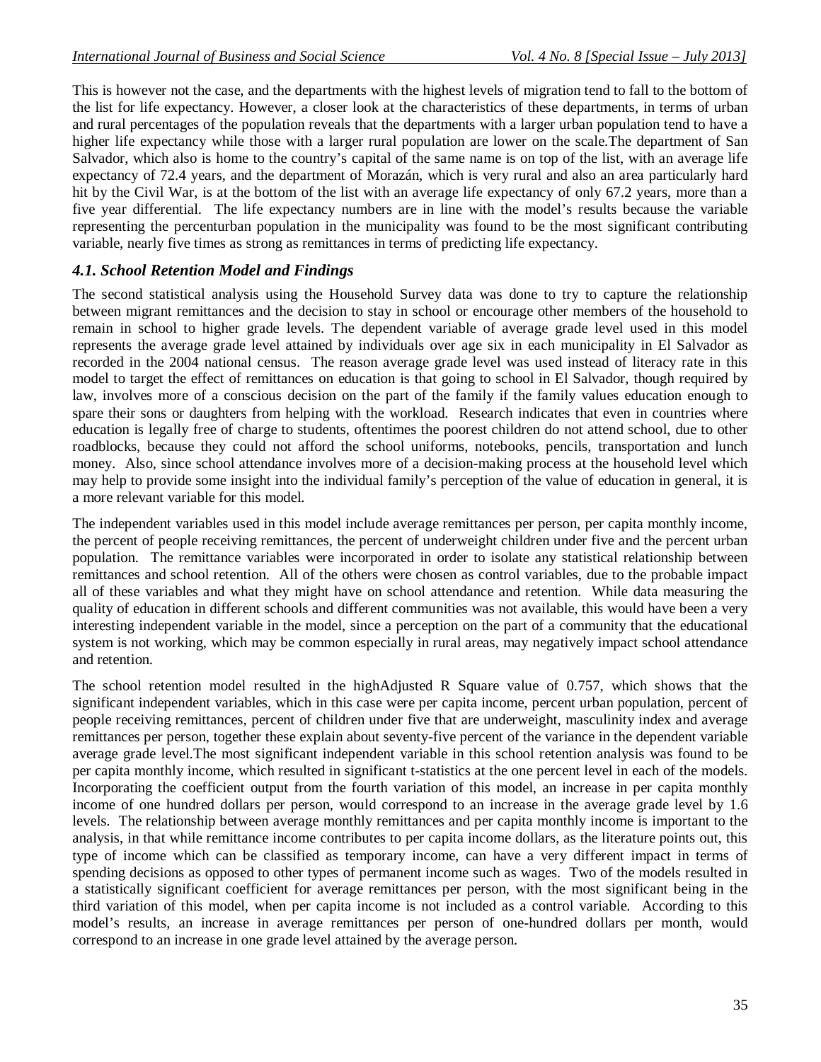This is however not the case, and the departments with the highest levels of migration tend to fall to the bottom of the list for life expectancy. However, a closer look at the characteristics of these departments, in terms of urban and rural percentages of the population reveals that the departments with a larger urban population tend to have a higher life expectancy while those with a larger rural population are lower on the scale.The department of San Salvador, which also is home to the country's capital of the same name is on top of the list, with an average life expectancy of 72.4 years, and the department of Morazán, which is very rural and also an area particularly hard hit by the Civil War, is at the bottom of the list with an average life expectancy of only 67.2 years, more than a five year differential. The life expectancy numbers are in line with the model's results because the variable representing the percenturban population in the municipality was found to be the most significant contributing variable, nearly five times as strong as remittances in terms of predicting life expectancy.

### *4.1. School Retention Model and Findings*

The second statistical analysis using the Household Survey data was done to try to capture the relationship between migrant remittances and the decision to stay in school or encourage other members of the household to remain in school to higher grade levels. The dependent variable of average grade level used in this model represents the average grade level attained by individuals over age six in each municipality in El Salvador as recorded in the 2004 national census. The reason average grade level was used instead of literacy rate in this model to target the effect of remittances on education is that going to school in El Salvador, though required by law, involves more of a conscious decision on the part of the family if the family values education enough to spare their sons or daughters from helping with the workload. Research indicates that even in countries where education is legally free of charge to students, oftentimes the poorest children do not attend school, due to other roadblocks, because they could not afford the school uniforms, notebooks, pencils, transportation and lunch money. Also, since school attendance involves more of a decision-making process at the household level which may help to provide some insight into the individual family's perception of the value of education in general, it is a more relevant variable for this model.

The independent variables used in this model include average remittances per person, per capita monthly income, the percent of people receiving remittances, the percent of underweight children under five and the percent urban population. The remittance variables were incorporated in order to isolate any statistical relationship between remittances and school retention. All of the others were chosen as control variables, due to the probable impact all of these variables and what they might have on school attendance and retention. While data measuring the quality of education in different schools and different communities was not available, this would have been a very interesting independent variable in the model, since a perception on the part of a community that the educational system is not working, which may be common especially in rural areas, may negatively impact school attendance and retention.

The school retention model resulted in the highAdjusted R Square value of 0.757, which shows that the significant independent variables, which in this case were per capita income, percent urban population, percent of people receiving remittances, percent of children under five that are underweight, masculinity index and average remittances per person, together these explain about seventy-five percent of the variance in the dependent variable average grade level.The most significant independent variable in this school retention analysis was found to be per capita monthly income, which resulted in significant t-statistics at the one percent level in each of the models. Incorporating the coefficient output from the fourth variation of this model, an increase in per capita monthly income of one hundred dollars per person, would correspond to an increase in the average grade level by 1.6 levels. The relationship between average monthly remittances and per capita monthly income is important to the analysis, in that while remittance income contributes to per capita income dollars, as the literature points out, this type of income which can be classified as temporary income, can have a very different impact in terms of spending decisions as opposed to other types of permanent income such as wages. Two of the models resulted in a statistically significant coefficient for average remittances per person, with the most significant being in the third variation of this model, when per capita income is not included as a control variable. According to this model's results, an increase in average remittances per person of one-hundred dollars per month, would correspond to an increase in one grade level attained by the average person.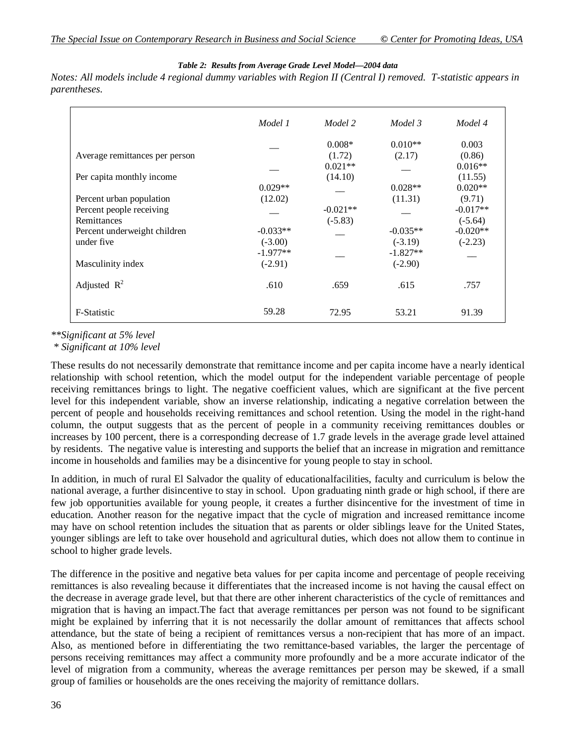*Table 2: Results from Average Grade Level Model—2004 data*

*Notes: All models include 4 regional dummy variables with Region II (Central I) removed. T-statistic appears in parentheses.*

| | *Model 1* | *Model 2* | *Model 3* | *Model 4* |
|---|---|---|---|---|
| Average remittances per person | __ | 0.008* (1.72) | 0.010** (2.17) | 0.003 (0.86) |
| Per capita monthly income | __ | 0.021** (14.10) | __ | 0.016** (11.55) |
| Percent urban population | 0.029** (12.02) | __ | 0.028** (11.31) | 0.020** (9.71) |
| Percent people receiving Remittances | __ | -0.021** (-5.83) | __ | -0.017** (-5.64) |
| Percent underweight children under five | -0.033** (-3.00) | __ | -0.035** (-3.19) | -0.020** (-2.23) |
| Masculinity index | -1.977** (-2.91) | __ | -1.827** (-2.90) | __ |
| Adjusted $R^2$ | .610 | .659 | .615 | .757 |
| F-Statistic | 59.28 | 72.95 | 53.21 | 91.39 |

*\*\*Significant at 5% level*
*\* Significant at 10% level*

These results do not necessarily demonstrate that remittance income and per capita income have a nearly identical relationship with school retention, which the model output for the independent variable percentage of people receiving remittances brings to light. The negative coefficient values, which are significant at the five percent level for this independent variable, show an inverse relationship, indicating a negative correlation between the percent of people and households receiving remittances and school retention. Using the model in the right-hand column, the output suggests that as the percent of people in a community receiving remittances doubles or increases by 100 percent, there is a corresponding decrease of 1.7 grade levels in the average grade level attained by residents. The negative value is interesting and supports the belief that an increase in migration and remittance income in households and families may be a disincentive for young people to stay in school.

In addition, in much of rural El Salvador the quality of educationalfacilities, faculty and curriculum is below the national average, a further disincentive to stay in school. Upon graduating ninth grade or high school, if there are few job opportunities available for young people, it creates a further disincentive for the investment of time in education. Another reason for the negative impact that the cycle of migration and increased remittance income may have on school retention includes the situation that as parents or older siblings leave for the United States, younger siblings are left to take over household and agricultural duties, which does not allow them to continue in school to higher grade levels.

The difference in the positive and negative beta values for per capita income and percentage of people receiving remittances is also revealing because it differentiates that the increased income is not having the causal effect on the decrease in average grade level, but that there are other inherent characteristics of the cycle of remittances and migration that is having an impact.The fact that average remittances per person was not found to be significant might be explained by inferring that it is not necessarily the dollar amount of remittances that affects school attendance, but the state of being a recipient of remittances versus a non-recipient that has more of an impact. Also, as mentioned before in differentiating the two remittance-based variables, the larger the percentage of persons receiving remittances may affect a community more profoundly and be a more accurate indicator of the level of migration from a community, whereas the average remittances per person may be skewed, if a small group of families or households are the ones receiving the majority of remittance dollars.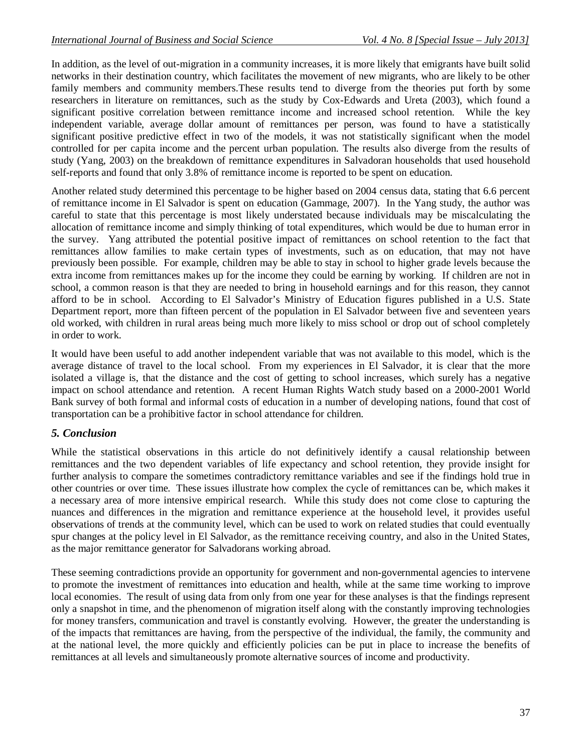In addition, as the level of out-migration in a community increases, it is more likely that emigrants have built solid networks in their destination country, which facilitates the movement of new migrants, who are likely to be other family members and community members.These results tend to diverge from the theories put forth by some researchers in literature on remittances, such as the study by Cox-Edwards and Ureta (2003), which found a significant positive correlation between remittance income and increased school retention. While the key independent variable, average dollar amount of remittances per person, was found to have a statistically significant positive predictive effect in two of the models, it was not statistically significant when the model controlled for per capita income and the percent urban population. The results also diverge from the results of study (Yang, 2003) on the breakdown of remittance expenditures in Salvadoran households that used household self-reports and found that only 3.8% of remittance income is reported to be spent on education.

Another related study determined this percentage to be higher based on 2004 census data, stating that 6.6 percent of remittance income in El Salvador is spent on education (Gammage, 2007). In the Yang study, the author was careful to state that this percentage is most likely understated because individuals may be miscalculating the allocation of remittance income and simply thinking of total expenditures, which would be due to human error in the survey. Yang attributed the potential positive impact of remittances on school retention to the fact that remittances allow families to make certain types of investments, such as on education, that may not have previously been possible. For example, children may be able to stay in school to higher grade levels because the extra income from remittances makes up for the income they could be earning by working. If children are not in school, a common reason is that they are needed to bring in household earnings and for this reason, they cannot afford to be in school. According to El Salvador's Ministry of Education figures published in a U.S. State Department report, more than fifteen percent of the population in El Salvador between five and seventeen years old worked, with children in rural areas being much more likely to miss school or drop out of school completely in order to work.

It would have been useful to add another independent variable that was not available to this model, which is the average distance of travel to the local school. From my experiences in El Salvador, it is clear that the more isolated a village is, that the distance and the cost of getting to school increases, which surely has a negative impact on school attendance and retention. A recent Human Rights Watch study based on a 2000-2001 World Bank survey of both formal and informal costs of education in a number of developing nations, found that cost of transportation can be a prohibitive factor in school attendance for children.

## *5. Conclusion*

While the statistical observations in this article do not definitively identify a causal relationship between remittances and the two dependent variables of life expectancy and school retention, they provide insight for further analysis to compare the sometimes contradictory remittance variables and see if the findings hold true in other countries or over time. These issues illustrate how complex the cycle of remittances can be, which makes it a necessary area of more intensive empirical research. While this study does not come close to capturing the nuances and differences in the migration and remittance experience at the household level, it provides useful observations of trends at the community level, which can be used to work on related studies that could eventually spur changes at the policy level in El Salvador, as the remittance receiving country, and also in the United States, as the major remittance generator for Salvadorans working abroad.

These seeming contradictions provide an opportunity for government and non-governmental agencies to intervene to promote the investment of remittances into education and health, while at the same time working to improve local economies. The result of using data from only from one year for these analyses is that the findings represent only a snapshot in time, and the phenomenon of migration itself along with the constantly improving technologies for money transfers, communication and travel is constantly evolving. However, the greater the understanding is of the impacts that remittances are having, from the perspective of the individual, the family, the community and at the national level, the more quickly and efficiently policies can be put in place to increase the benefits of remittances at all levels and simultaneously promote alternative sources of income and productivity.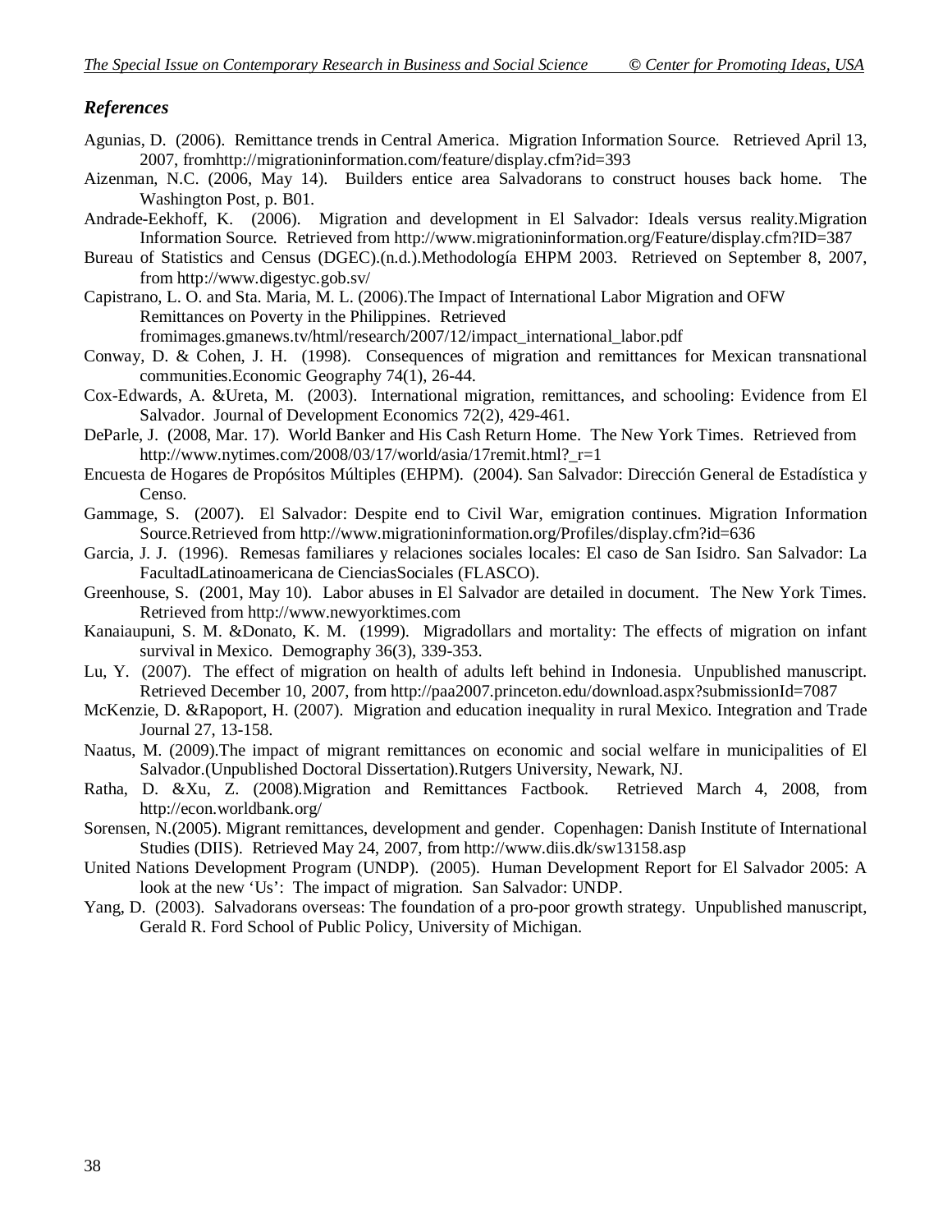### *References*

Agunias, D. (2006). Remittance trends in Central America. Migration Information Source. Retrieved April 13, 2007, fromhttp://migrationinformation.com/feature/display.cfm?id=393

Aizenman, N.C. (2006, May 14). Builders entice area Salvadorans to construct houses back home. The Washington Post, p. B01.

Andrade-Eekhoff, K. (2006). Migration and development in El Salvador: Ideals versus reality.Migration Information Source. Retrieved from http://www.migrationinformation.org/Feature/display.cfm?ID=387

Bureau of Statistics and Census (DGEC).(n.d.).Methodología EHPM 2003. Retrieved on September 8, 2007, from http://www.digestyc.gob.sv/

Capistrano, L. O. and Sta. Maria, M. L. (2006).The Impact of International Labor Migration and OFW Remittances on Poverty in the Philippines. Retrieved fromimages.gmanews.tv/html/research/2007/12/impact_international_labor.pdf

Conway, D. & Cohen, J. H. (1998). Consequences of migration and remittances for Mexican transnational communities.Economic Geography 74(1), 26-44.

Cox-Edwards, A. &Ureta, M. (2003). International migration, remittances, and schooling: Evidence from El Salvador. Journal of Development Economics 72(2), 429-461.

DeParle, J. (2008, Mar. 17). World Banker and His Cash Return Home. The New York Times. Retrieved from http://www.nytimes.com/2008/03/17/world/asia/17remit.html?_r=1

Encuesta de Hogares de Propósitos Múltiples (EHPM). (2004). San Salvador: Dirección General de Estadística y Censo.

Gammage, S. (2007). El Salvador: Despite end to Civil War, emigration continues. Migration Information Source.Retrieved from http://www.migrationinformation.org/Profiles/display.cfm?id=636

Garcia, J. J. (1996). Remesas familiares y relaciones sociales locales: El caso de San Isidro. San Salvador: La FacultadLatinoamericana de CienciasSociales (FLASCO).

Greenhouse, S. (2001, May 10). Labor abuses in El Salvador are detailed in document. The New York Times. Retrieved from http://www.newyorktimes.com

Kanaiaupuni, S. M. &Donato, K. M. (1999). Migradollars and mortality: The effects of migration on infant survival in Mexico. Demography 36(3), 339-353.

Lu, Y. (2007). The effect of migration on health of adults left behind in Indonesia. Unpublished manuscript. Retrieved December 10, 2007, from http://paa2007.princeton.edu/download.aspx?submissionId=7087

McKenzie, D. &Rapoport, H. (2007). Migration and education inequality in rural Mexico. Integration and Trade Journal 27, 13-158.

Naatus, M. (2009).The impact of migrant remittances on economic and social welfare in municipalities of El Salvador.(Unpublished Doctoral Dissertation).Rutgers University, Newark, NJ.

Ratha, D. &Xu, Z. (2008).Migration and Remittances Factbook. Retrieved March 4, 2008, from http://econ.worldbank.org/

Sorensen, N.(2005). Migrant remittances, development and gender. Copenhagen: Danish Institute of International Studies (DIIS). Retrieved May 24, 2007, from http://www.diis.dk/sw13158.asp

United Nations Development Program (UNDP). (2005). Human Development Report for El Salvador 2005: A look at the new 'Us': The impact of migration. San Salvador: UNDP.

Yang, D. (2003). Salvadorans overseas: The foundation of a pro-poor growth strategy. Unpublished manuscript, Gerald R. Ford School of Public Policy, University of Michigan.